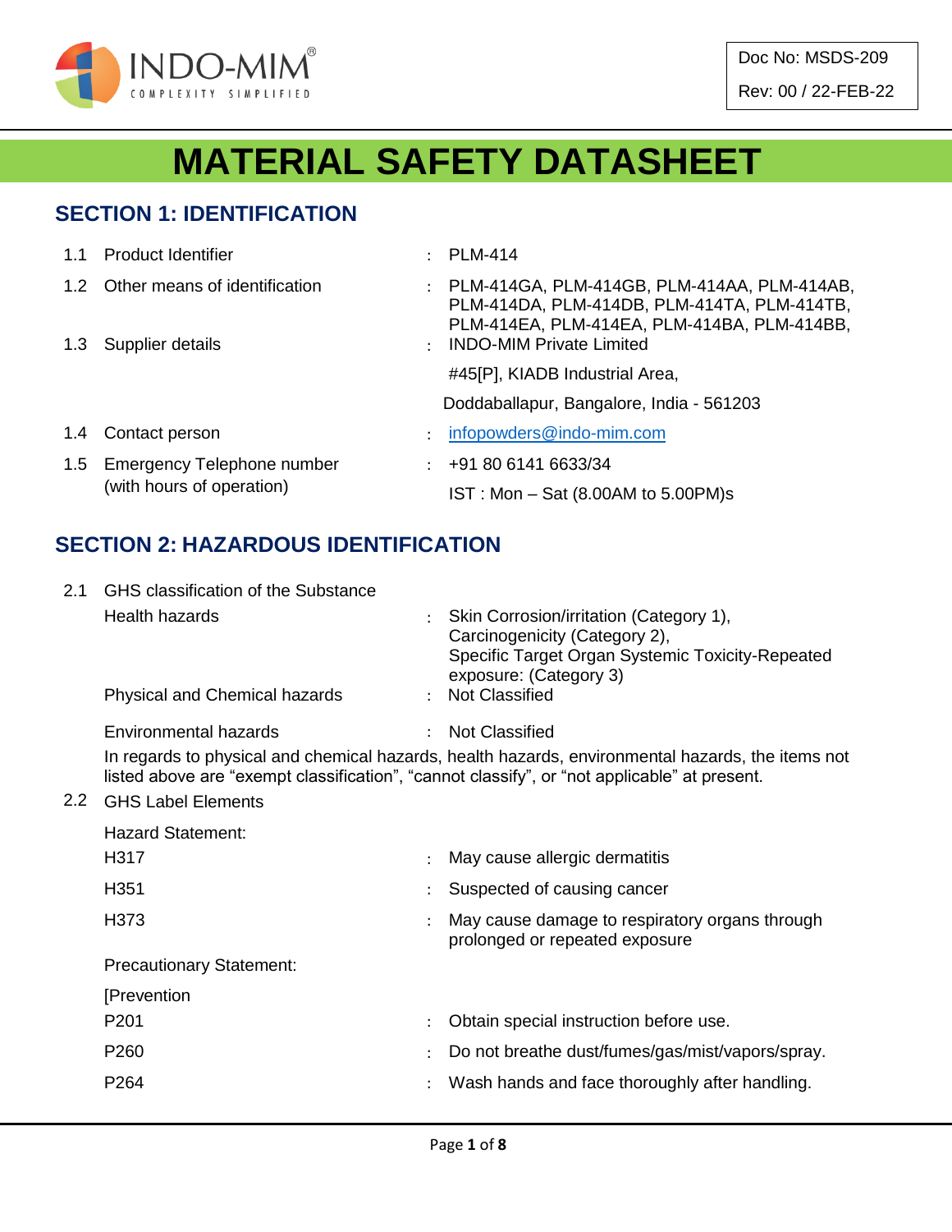INDO-MIM®
COMPLEXITY SIMPLIFIED

Doc No: MSDS-209

Rev: 00 / 22-FEB-22

# MATERIAL SAFETY DATASHEET

## SECTION 1: IDENTIFICATION

| | | | |
|---|---|---|---|
| 1.1 | Product Identifier | : | PLM-414 |
| 1.2 | Other means of identification | : | PLM-414GA, PLM-414GB, PLM-414AA, PLM-414AB, PLM-414DA, PLM-414DB, PLM-414TA, PLM-414TB, PLM-414EA, PLM-414EA, PLM-414BA, PLM-414BB, |
| 1.3 | Supplier details | : | INDO-MIM Private Limited<br>#45[P], KIADB Industrial Area,<br>Doddaballapur, Bangalore, India - 561203 |
| 1.4 | Contact person | : | infopowders@indo-mim.com |
| 1.5 | Emergency Telephone number (with hours of operation) | : | +91 80 6141 6633/34<br>IST : Mon – Sat (8.00AM to 5.00PM)s |

## SECTION 2: HAZARDOUS IDENTIFICATION

2.1 GHS classification of the Substance

| | | |
|---|---|---|
| Health hazards | : | Skin Corrosion/irritation (Category 1),<br>Carcinogenicity (Category 2),<br>Specific Target Organ Systemic Toxicity-Repeated exposure: (Category 3) |
| Physical and Chemical hazards | : | Not Classified |
| Environmental hazards | : | Not Classified |

In regards to physical and chemical hazards, health hazards, environmental hazards, the items not listed above are "exempt classification", "cannot classify", or "not applicable" at present.

2.2 GHS Label Elements

Hazard Statement:

| | | |
|---|---|---|
| H317 | : | May cause allergic dermatitis |
| H351 | : | Suspected of causing cancer |
| H373 | : | May cause damage to respiratory organs through prolonged or repeated exposure |

Precautionary Statement:

[Prevention

| | | |
|---|---|---|
| P201 | : | Obtain special instruction before use. |
| P260 | : | Do not breathe dust/fumes/gas/mist/vapors/spray. |
| P264 | : | Wash hands and face thoroughly after handling. |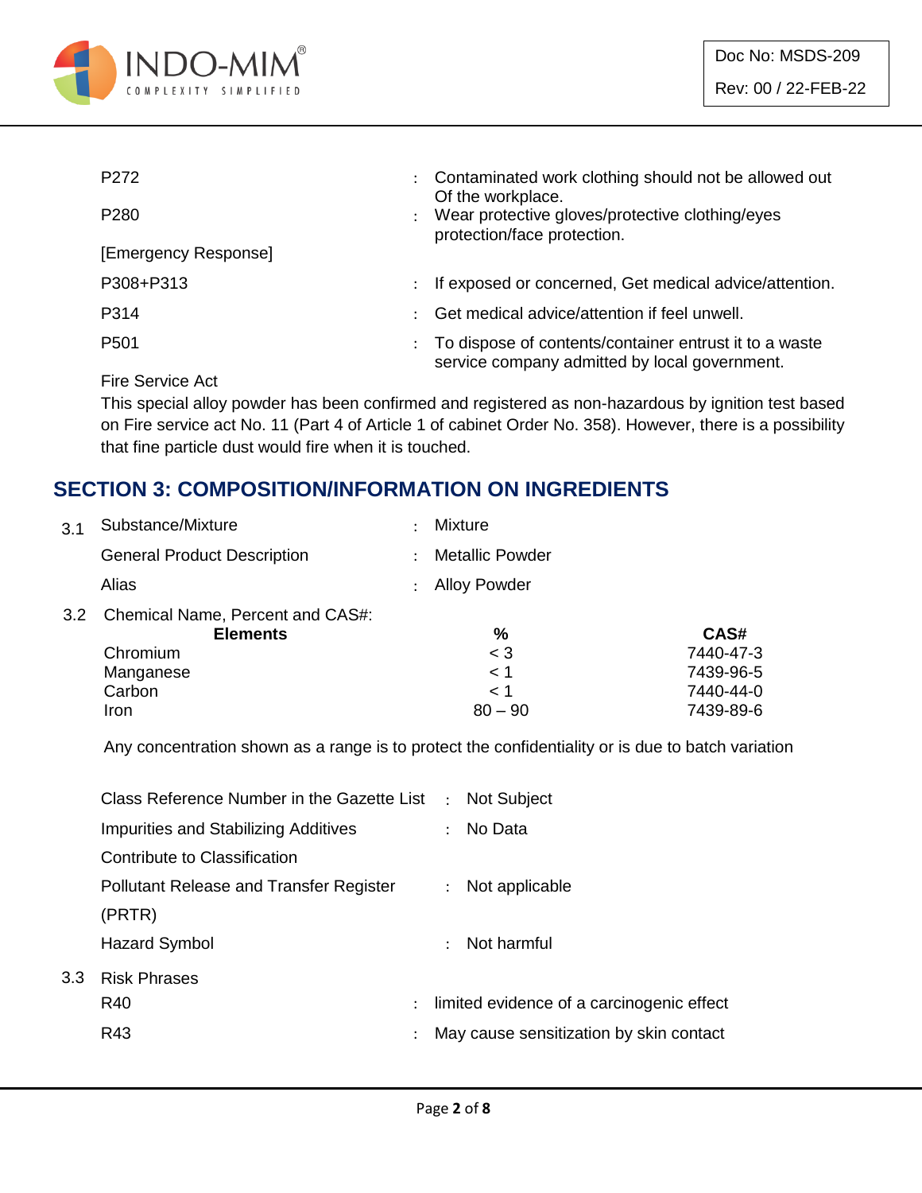| | | |
|---|---|---|
| P272 | : | Contaminated work clothing should not be allowed out Of the workplace. |
| P280 | : | Wear protective gloves/protective clothing/eyes protection/face protection. |
| [Emergency Response] | | |
| P308+P313 | : | If exposed or concerned, Get medical advice/attention. |
| P314 | : | Get medical advice/attention if feel unwell. |
| P501 | : | To dispose of contents/container entrust it to a waste service company admitted by local government. |

Fire Service Act

This special alloy powder has been confirmed and registered as non-hazardous by ignition test based on Fire service act No. 11 (Part 4 of Article 1 of cabinet Order No. 358). However, there is a possibility that fine particle dust would fire when it is touched.

## SECTION 3: COMPOSITION/INFORMATION ON INGREDIENTS

3.1

| | | |
|---|---|---|
| Substance/Mixture | : | Mixture |
| General Product Description | : | Metallic Powder |
| Alias | : | Alloy Powder |

3.2 Chemical Name, Percent and CAS#:

| Elements | % | CAS# |
|---|---|---|
| Chromium | < 3 | 7440-47-3 |
| Manganese | < 1 | 7439-96-5 |
| Carbon | < 1 | 7440-44-0 |
| Iron | 80 – 90 | 7439-89-6 |

Any concentration shown as a range is to protect the confidentiality or is due to batch variation

| | | |
|---|---|---|
| Class Reference Number in the Gazette List | : | Not Subject |
| Impurities and Stabilizing Additives Contribute to Classification | : | No Data |
| Pollutant Release and Transfer Register (PRTR) | : | Not applicable |
| Hazard Symbol | : | Not harmful |

3.3 Risk Phrases

| | | |
|---|---|---|
| R40 | : | limited evidence of a carcinogenic effect |
| R43 | : | May cause sensitization by skin contact |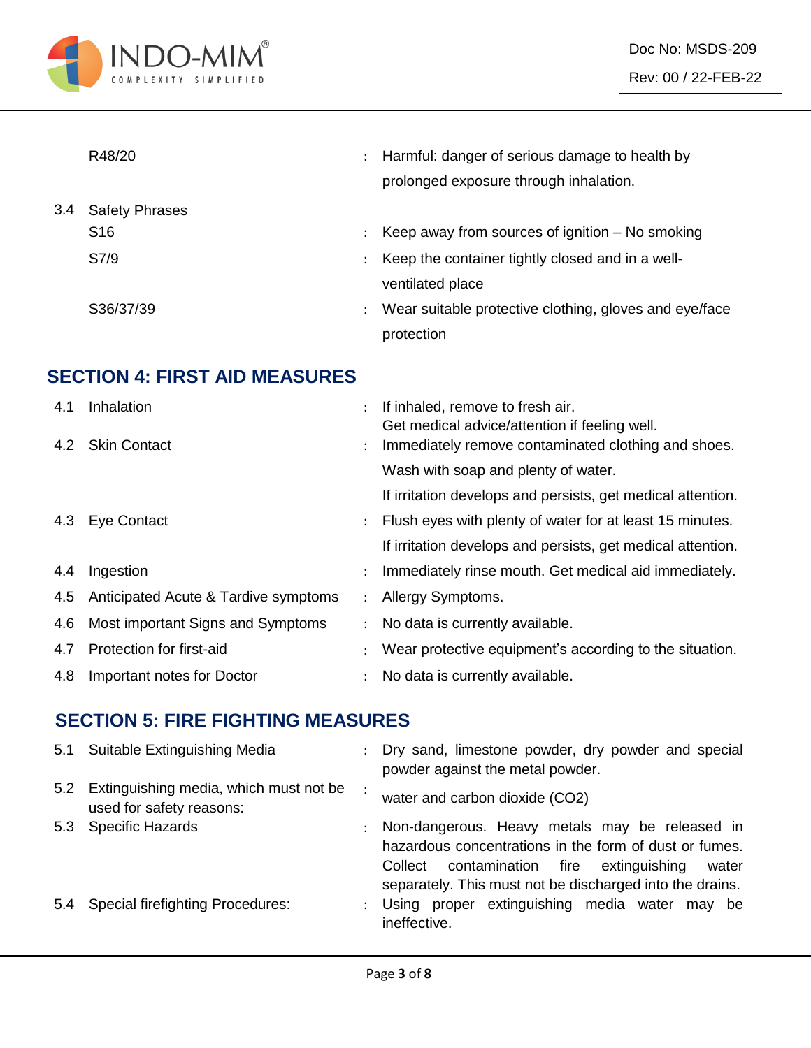| | | | |
|---|---|---|---|
| | R48/20 | : | Harmful: danger of serious damage to health by prolonged exposure through inhalation. |
| 3.4 | Safety Phrases | | |
| | S16 | : | Keep away from sources of ignition – No smoking |
| | S7/9 | : | Keep the container tightly closed and in a well-ventilated place |
| | S36/37/39 | : | Wear suitable protective clothing, gloves and eye/face protection |

## SECTION 4: FIRST AID MEASURES

| | | | |
|---|---|---|---|
| 4.1 | Inhalation | : | If inhaled, remove to fresh air. Get medical advice/attention if feeling well. |
| 4.2 | Skin Contact | : | Immediately remove contaminated clothing and shoes. Wash with soap and plenty of water. If irritation develops and persists, get medical attention. |
| 4.3 | Eye Contact | : | Flush eyes with plenty of water for at least 15 minutes. If irritation develops and persists, get medical attention. |
| 4.4 | Ingestion | : | Immediately rinse mouth. Get medical aid immediately. |
| 4.5 | Anticipated Acute & Tardive symptoms | : | Allergy Symptoms. |
| 4.6 | Most important Signs and Symptoms | : | No data is currently available. |
| 4.7 | Protection for first-aid | : | Wear protective equipment's according to the situation. |
| 4.8 | Important notes for Doctor | : | No data is currently available. |

## SECTION 5: FIRE FIGHTING MEASURES

| | | | |
|---|---|---|---|
| 5.1 | Suitable Extinguishing Media | : | Dry sand, limestone powder, dry powder and special powder against the metal powder. |
| 5.2 | Extinguishing media, which must not be used for safety reasons: | : | water and carbon dioxide ($CO_2$) |
| 5.3 | Specific Hazards | : | Non-dangerous. Heavy metals may be released in hazardous concentrations in the form of dust or fumes. Collect contamination fire extinguishing water separately. This must not be discharged into the drains. |
| 5.4 | Special firefighting Procedures: | : | Using proper extinguishing media water may be ineffective. |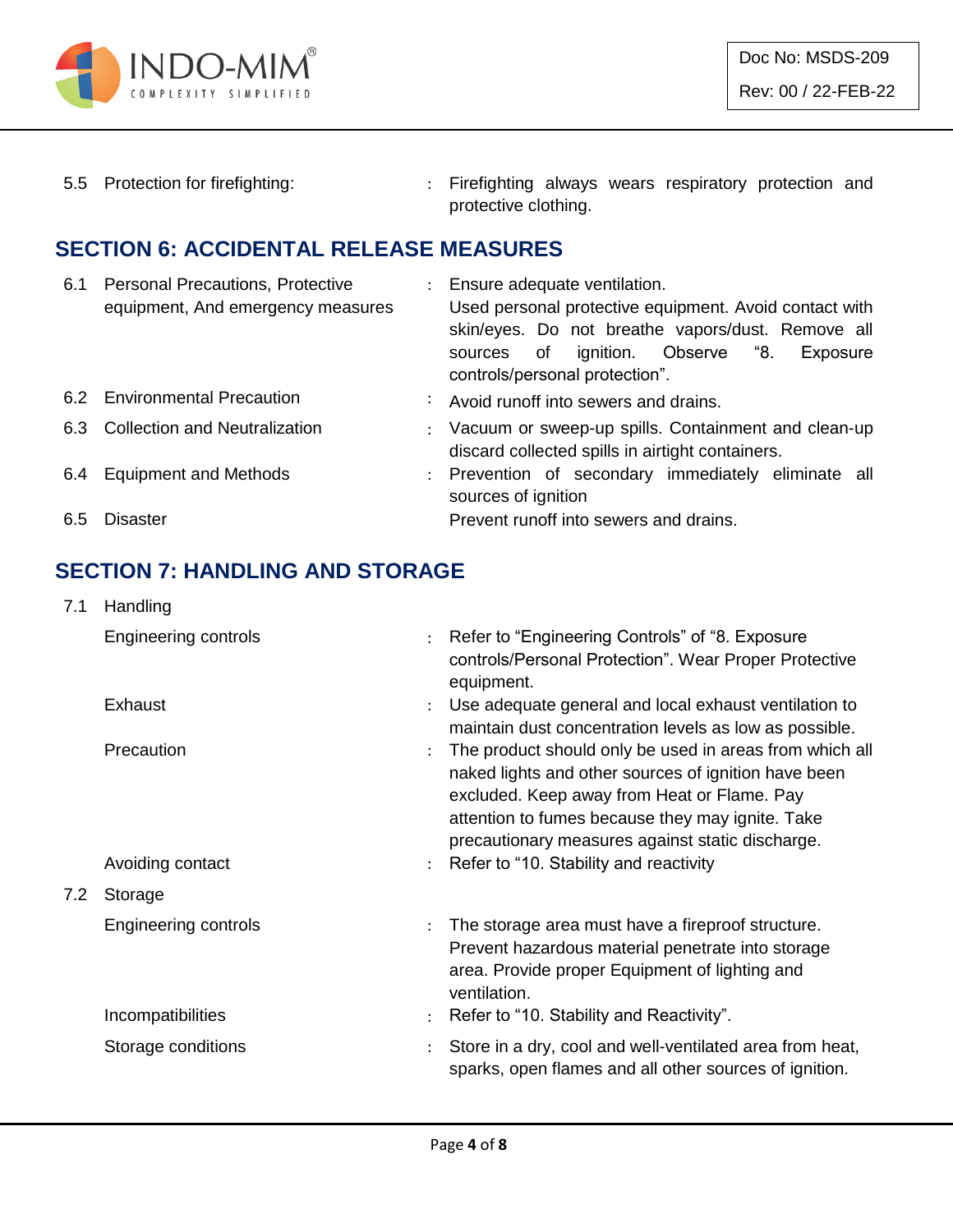| | | | |
|---|---|---|---|
| 5.5 | Protection for firefighting: | : | Firefighting always wears respiratory protection and protective clothing. |

## SECTION 6: ACCIDENTAL RELEASE MEASURES

| | | | |
|---|---|---|---|
| 6.1 | Personal Precautions, Protective equipment, And emergency measures | : | Ensure adequate ventilation. Used personal protective equipment. Avoid contact with skin/eyes. Do not breathe vapors/dust. Remove all sources of ignition. Observe "8. Exposure controls/personal protection". |
| 6.2 | Environmental Precaution | : | Avoid runoff into sewers and drains. |
| 6.3 | Collection and Neutralization | : | Vacuum or sweep-up spills. Containment and clean-up discard collected spills in airtight containers. |
| 6.4 | Equipment and Methods | : | Prevention of secondary immediately eliminate all sources of ignition |
| 6.5 | Disaster | | Prevent runoff into sewers and drains. |

## SECTION 7: HANDLING AND STORAGE

| | | | |
|---|---|---|---|
| 7.1 | Handling | | |
| | Engineering controls | : | Refer to "Engineering Controls" of "8. Exposure controls/Personal Protection". Wear Proper Protective equipment. |
| | Exhaust | : | Use adequate general and local exhaust ventilation to maintain dust concentration levels as low as possible. |
| | Precaution | : | The product should only be used in areas from which all naked lights and other sources of ignition have been excluded. Keep away from Heat or Flame. Pay attention to fumes because they may ignite. Take precautionary measures against static discharge. |
| | Avoiding contact | : | Refer to "10. Stability and reactivity |
| 7.2 | Storage | | |
| | Engineering controls | : | The storage area must have a fireproof structure. Prevent hazardous material penetrate into storage area. Provide proper Equipment of lighting and ventilation. |
| | Incompatibilities | : | Refer to "10. Stability and Reactivity". |
| | Storage conditions | : | Store in a dry, cool and well-ventilated area from heat, sparks, open flames and all other sources of ignition. |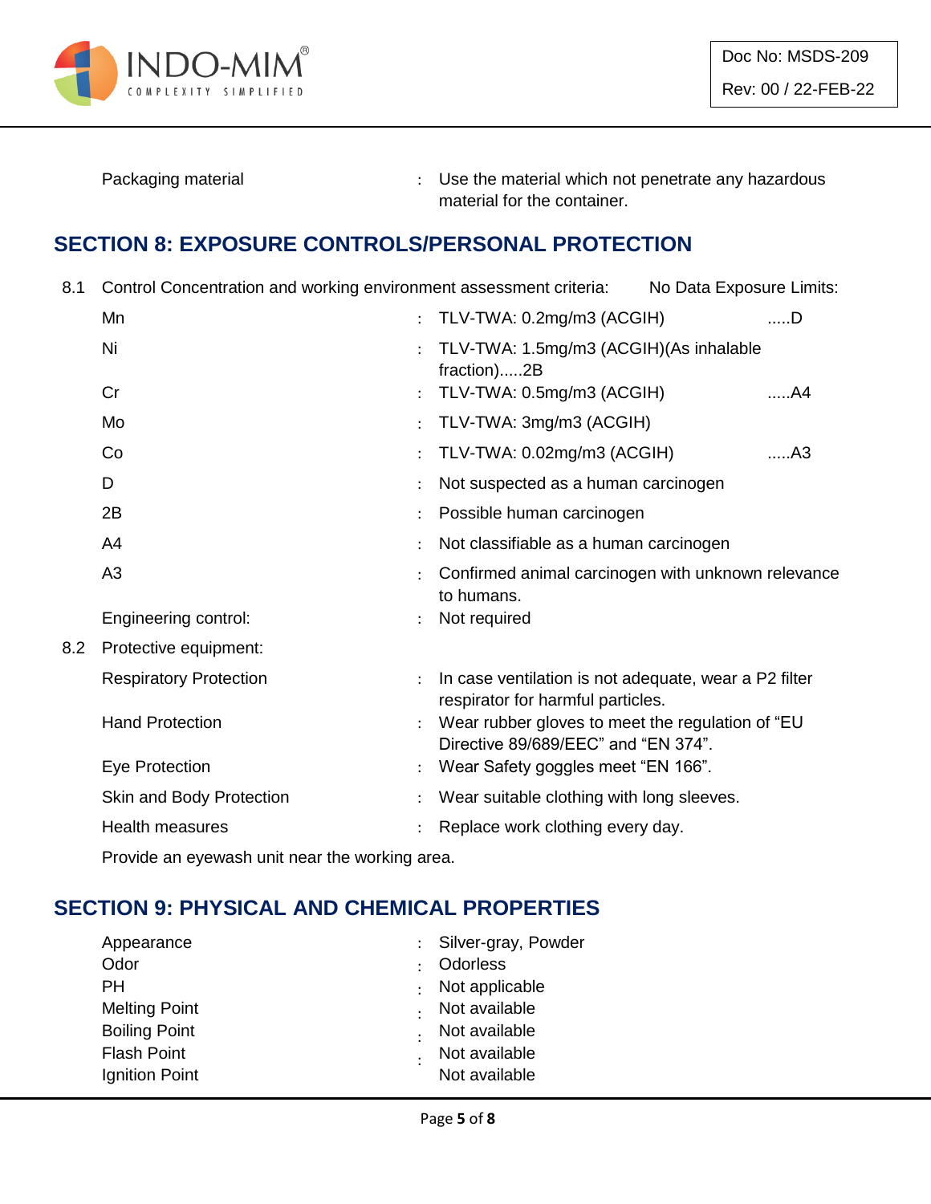| | |
|---|---|
| Packaging material | : Use the material which not penetrate any hazardous material for the container. |

## SECTION 8: EXPOSURE CONTROLS/PERSONAL PROTECTION

8.1 Control Concentration and working environment assessment criteria: No Data Exposure Limits:

| | | |
|---|---|---|
| Mn | : TLV-TWA: 0.2mg/m3 (ACGIH) | .....D |
| Ni | : TLV-TWA: 1.5mg/m3 (ACGIH)(As inhalable fraction).....2B | |
| Cr | : TLV-TWA: 0.5mg/m3 (ACGIH) | .....A4 |
| Mo | : TLV-TWA: 3mg/m3 (ACGIH) | |
| Co | : TLV-TWA: 0.02mg/m3 (ACGIH) | .....A3 |
| D | : Not suspected as a human carcinogen | |
| 2B | : Possible human carcinogen | |
| A4 | : Not classifiable as a human carcinogen | |
| A3 | : Confirmed animal carcinogen with unknown relevance to humans. | |
| Engineering control: | : Not required | |

8.2 Protective equipment:

| | |
|---|---|
| Respiratory Protection | : In case ventilation is not adequate, wear a P2 filter respirator for harmful particles. |
| Hand Protection | : Wear rubber gloves to meet the regulation of "EU Directive 89/689/EEC" and "EN 374". |
| Eye Protection | : Wear Safety goggles meet "EN 166". |
| Skin and Body Protection | : Wear suitable clothing with long sleeves. |
| Health measures | : Replace work clothing every day. |

Provide an eyewash unit near the working area.

## SECTION 9: PHYSICAL AND CHEMICAL PROPERTIES

| | |
|---|---|
| Appearance | : Silver-gray, Powder |
| Odor | : Odorless |
| PH | : Not applicable |
| Melting Point | : Not available |
| Boiling Point | : Not available |
| Flash Point | : Not available |
| Ignition Point | Not available |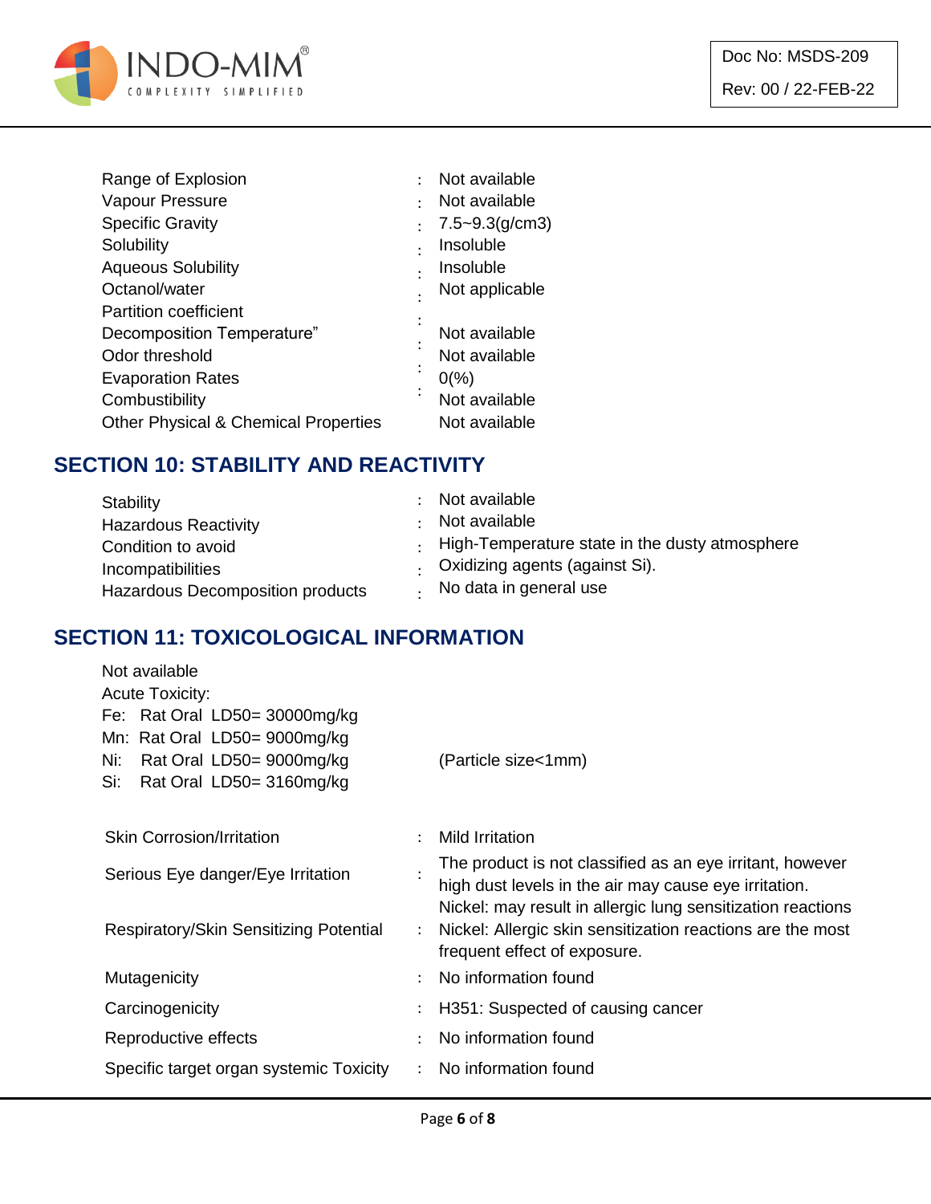| Property | | Value |
|---|---|---|
| Range of Explosion | : | Not available |
| Vapour Pressure | : | Not available |
| Specific Gravity | : | 7.5~9.3(g/cm3) |
| Solubility | : | Insoluble |
| Aqueous Solubility | : | Insoluble |
| Octanol/water Partition coefficient | : | Not applicable |
| Decomposition Temperature” | : | Not available |
| Odor threshold | : | Not available |
| Evaporation Rates | : | 0(%) |
| Combustibility | : | Not available |
| Other Physical & Chemical Properties | : | Not available |

## SECTION 10: STABILITY AND REACTIVITY

| Property | | Value |
|---|---|---|
| Stability | : | Not available |
| Hazardous Reactivity | : | Not available |
| Condition to avoid | : | High-Temperature state in the dusty atmosphere |
| Incompatibilities | : | Oxidizing agents (against Si). |
| Hazardous Decomposition products | : | No data in general use |

## SECTION 11: TOXICOLOGICAL INFORMATION

Not available

Acute Toxicity:

Fe: Rat Oral LD50= 30000mg/kg

Mn: Rat Oral LD50= 9000mg/kg

Ni: Rat Oral LD50= 9000mg/kg (Particle size<1mm)

Si: Rat Oral LD50= 3160mg/kg

| Property | | Value |
|---|---|---|
| Skin Corrosion/Irritation | : | Mild Irritation |
| Serious Eye danger/Eye Irritation | : | The product is not classified as an eye irritant, however high dust levels in the air may cause eye irritation. |
| Respiratory/Skin Sensitizing Potential | : | Nickel: may result in allergic lung sensitization reactions<br>Nickel: Allergic skin sensitization reactions are the most frequent effect of exposure. |
| Mutagenicity | : | No information found |
| Carcinogenicity | : | H351: Suspected of causing cancer |
| Reproductive effects | : | No information found |
| Specific target organ systemic Toxicity | : | No information found |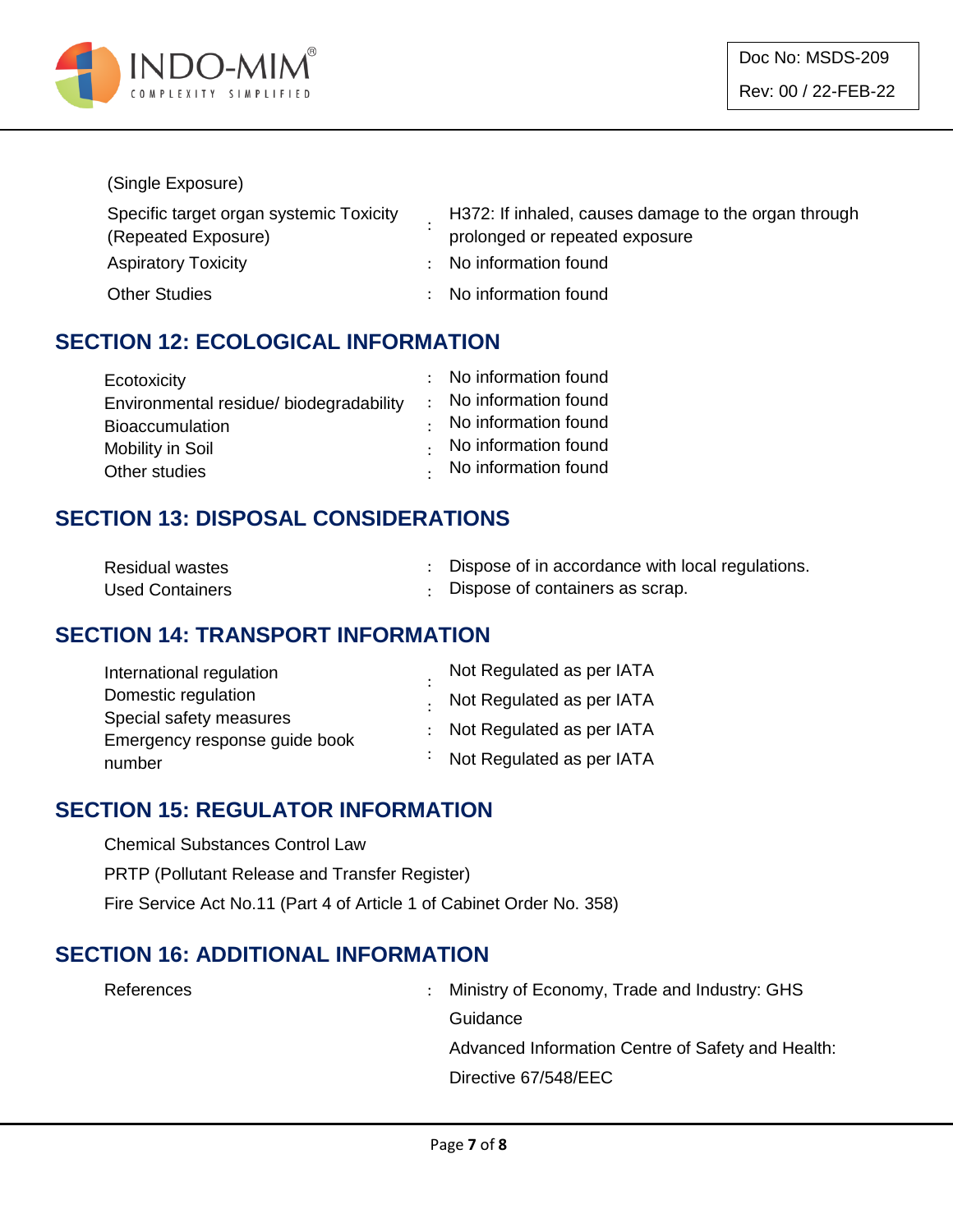(Single Exposure)

| | | |
|---|---|---|
| Specific target organ systemic Toxicity (Repeated Exposure) | : | H372: If inhaled, causes damage to the organ through prolonged or repeated exposure |
| Aspiratory Toxicity | : | No information found |
| Other Studies | : | No information found |

## SECTION 12: ECOLOGICAL INFORMATION

| | | |
|---|---|---|
| Ecotoxicity | : | No information found |
| Environmental residue/ biodegradability | : | No information found |
| Bioaccumulation | : | No information found |
| Mobility in Soil | : | No information found |
| Other studies | : | No information found |

## SECTION 13: DISPOSAL CONSIDERATIONS

| | | |
|---|---|---|
| Residual wastes | : | Dispose of in accordance with local regulations. |
| Used Containers | : | Dispose of containers as scrap. |

## SECTION 14: TRANSPORT INFORMATION

| | | |
|---|---|---|
| International regulation | : | Not Regulated as per IATA |
| Domestic regulation | : | Not Regulated as per IATA |
| Special safety measures | : | Not Regulated as per IATA |
| Emergency response guide book number | : | Not Regulated as per IATA |

## SECTION 15: REGULATOR INFORMATION

Chemical Substances Control Law

PRTP (Pollutant Release and Transfer Register)

Fire Service Act No.11 (Part 4 of Article 1 of Cabinet Order No. 358)

## SECTION 16: ADDITIONAL INFORMATION

| | | |
|---|---|---|
| References | : | Ministry of Economy, Trade and Industry: GHS Guidance<br>Advanced Information Centre of Safety and Health:<br>Directive 67/548/EEC |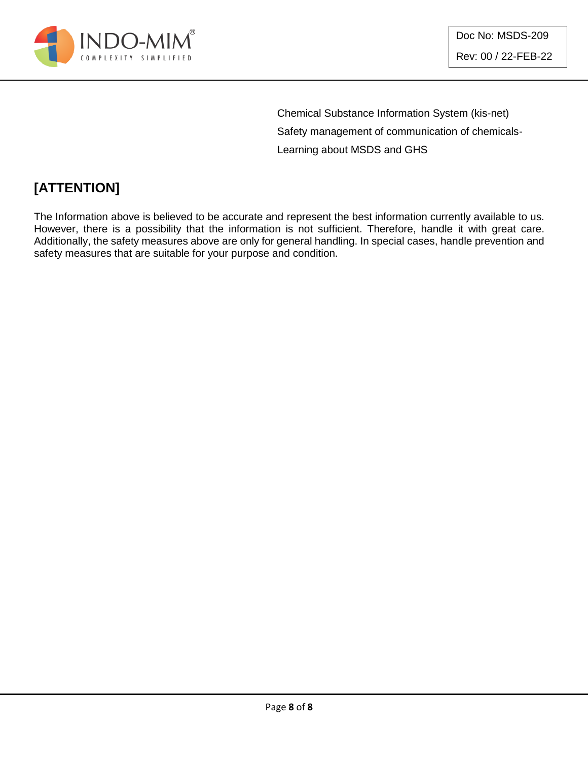Chemical Substance Information System (kis-net)

Safety management of communication of chemicals-

Learning about MSDS and GHS

## [ATTENTION]

The Information above is believed to be accurate and represent the best information currently available to us. However, there is a possibility that the information is not sufficient. Therefore, handle it with great care. Additionally, the safety measures above are only for general handling. In special cases, handle prevention and safety measures that are suitable for your purpose and condition.